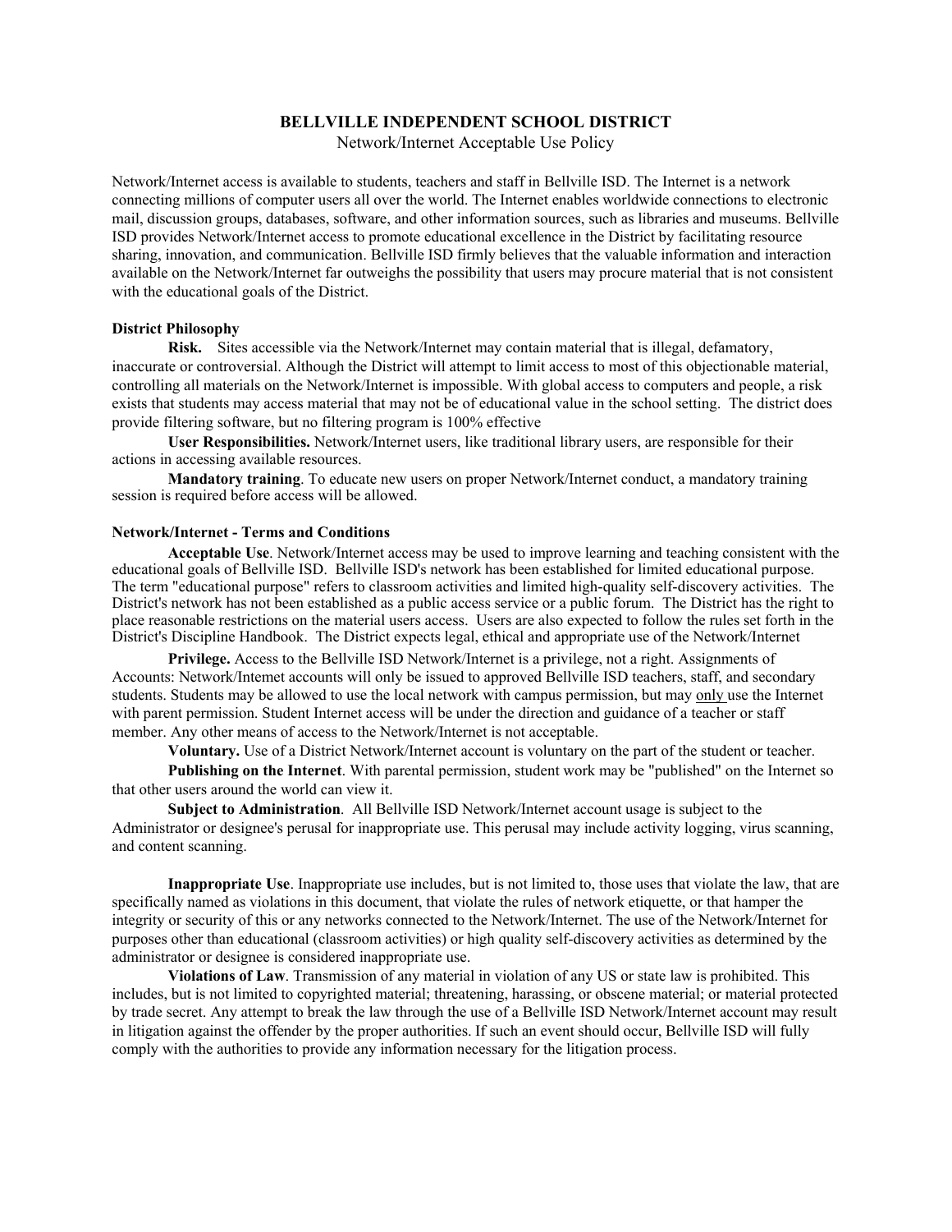# BELLVILLE INDEPENDENT SCHOOL DISTRICT

Network/Internet Acceptable Use Policy

Network/Internet access is available to students, teachers and staff in Bellville ISD. The Internet is a network connecting millions of computer users all over the world. The Internet enables worldwide connections to electronic mail, discussion groups, databases, software, and other information sources, such as libraries and museums. Bellville ISD provides Network/Internet access to promote educational excellence in the District by facilitating resource sharing, innovation, and communication. Bellville ISD firmly believes that the valuable information and interaction available on the Network/Internet far outweighs the possibility that users may procure material that is not consistent with the educational goals of the District.

## District Philosophy

**Risk.** Sites accessible via the Network/Internet may contain material that is illegal, defamatory, inaccurate or controversial. Although the District will attempt to limit access to most of this objectionable material, controlling all materials on the Network/Internet is impossible. With global access to computers and people, a risk exists that students may access material that may not be of educational value in the school setting. The district does provide filtering software, but no filtering program is 100% effective

**User Responsibilities.** Network/Internet users, like traditional library users, are responsible for their actions in accessing available resources.

**Mandatory training**. To educate new users on proper Network/Internet conduct, a mandatory training session is required before access will be allowed.

## Network/Internet - Terms and Conditions

**Acceptable Use**. Network/Internet access may be used to improve learning and teaching consistent with the educational goals of Bellville ISD. Bellville ISD's network has been established for limited educational purpose. The term "educational purpose" refers to classroom activities and limited high-quality self-discovery activities. The District's network has not been established as a public access service or a public forum. The District has the right to place reasonable restrictions on the material users access. Users are also expected to follow the rules set forth in the District's Discipline Handbook. The District expects legal, ethical and appropriate use of the Network/Internet

**Privilege.** Access to the Bellville ISD Network/Internet is a privilege, not a right. Assignments of Accounts: Network/Intemet accounts will only be issued to approved Bellville ISD teachers, staff, and secondary students. Students may be allowed to use the local network with campus permission, but may only use the Internet with parent permission. Student Internet access will be under the direction and guidance of a teacher or staff member. Any other means of access to the Network/Internet is not acceptable.

**Voluntary.** Use of a District Network/Internet account is voluntary on the part of the student or teacher.

**Publishing on the Internet**. With parental permission, student work may be "published" on the Internet so that other users around the world can view it.

**Subject to Administration**. All Bellville ISD Network/Internet account usage is subject to the Administrator or designee's perusal for inappropriate use. This perusal may include activity logging, virus scanning, and content scanning.

**Inappropriate Use**. Inappropriate use includes, but is not limited to, those uses that violate the law, that are specifically named as violations in this document, that violate the rules of network etiquette, or that hamper the integrity or security of this or any networks connected to the Network/Internet. The use of the Network/Internet for purposes other than educational (classroom activities) or high quality self-discovery activities as determined by the administrator or designee is considered inappropriate use.

**Violations of Law**. Transmission of any material in violation of any US or state law is prohibited. This includes, but is not limited to copyrighted material; threatening, harassing, or obscene material; or material protected by trade secret. Any attempt to break the law through the use of a Bellville ISD Network/Internet account may result in litigation against the offender by the proper authorities. If such an event should occur, Bellville ISD will fully comply with the authorities to provide any information necessary for the litigation process.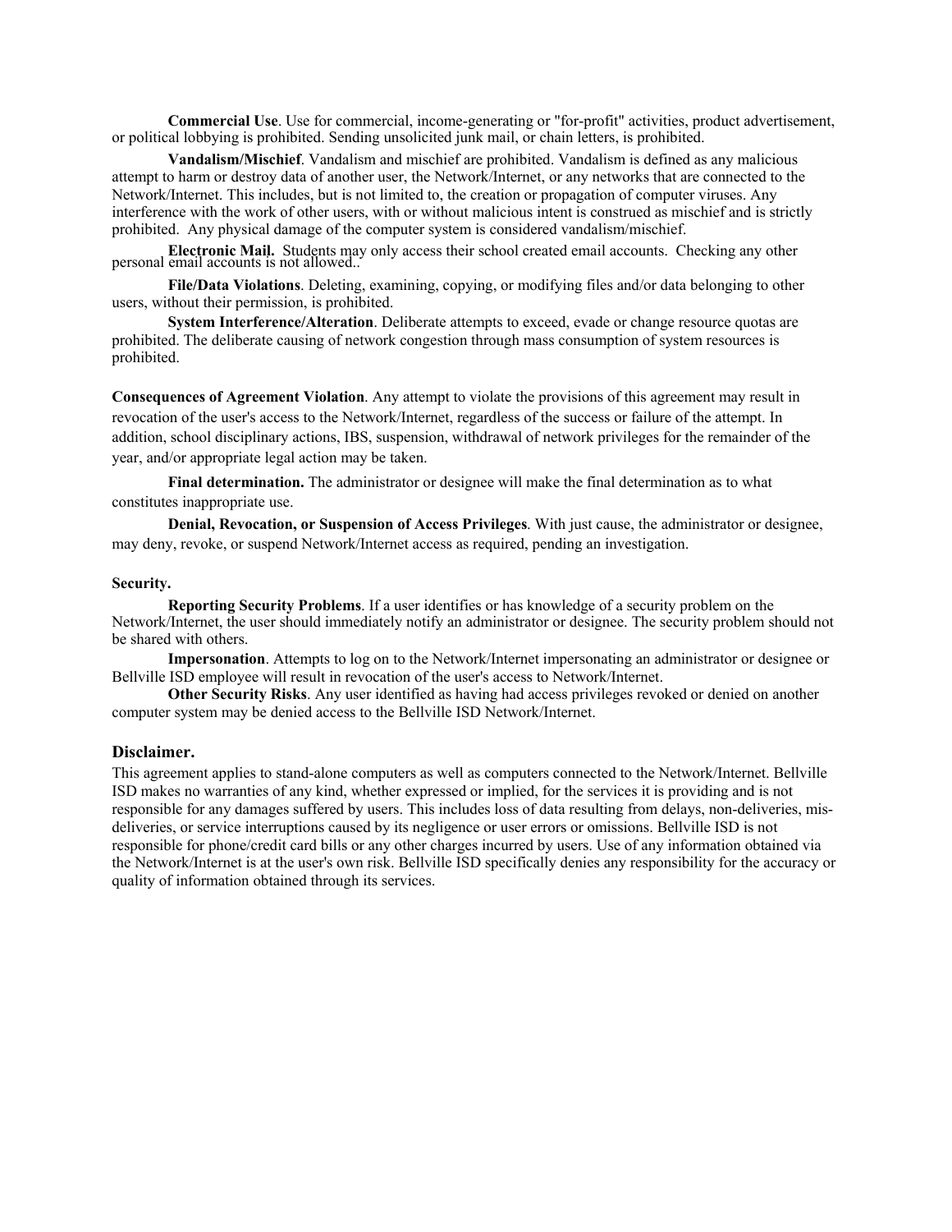**Commercial Use**. Use for commercial, income-generating or "for-profit" activities, product advertisement, or political lobbying is prohibited. Sending unsolicited junk mail, or chain letters, is prohibited.

**Vandalism/Mischief**. Vandalism and mischief are prohibited. Vandalism is defined as any malicious attempt to harm or destroy data of another user, the Network/Internet, or any networks that are connected to the Network/Internet. This includes, but is not limited to, the creation or propagation of computer viruses. Any interference with the work of other users, with or without malicious intent is construed as mischief and is strictly prohibited. Any physical damage of the computer system is considered vandalism/mischief.

**Electronic Mail.** Students may only access their school created email accounts. Checking any other personal email accounts is not allowed..

**File/Data Violations**. Deleting, examining, copying, or modifying files and/or data belonging to other users, without their permission, is prohibited.

**System Interference/Alteration**. Deliberate attempts to exceed, evade or change resource quotas are prohibited. The deliberate causing of network congestion through mass consumption of system resources is prohibited.

**Consequences of Agreement Violation**. Any attempt to violate the provisions of this agreement may result in revocation of the user's access to the Network/Internet, regardless of the success or failure of the attempt. In addition, school disciplinary actions, IBS, suspension, withdrawal of network privileges for the remainder of the year, and/or appropriate legal action may be taken.

**Final determination.** The administrator or designee will make the final determination as to what constitutes inappropriate use.

**Denial, Revocation, or Suspension of Access Privileges**. With just cause, the administrator or designee, may deny, revoke, or suspend Network/Internet access as required, pending an investigation.

**Security.**

**Reporting Security Problems**. If a user identifies or has knowledge of a security problem on the Network/Internet, the user should immediately notify an administrator or designee. The security problem should not be shared with others.

**Impersonation**. Attempts to log on to the Network/Internet impersonating an administrator or designee or Bellville ISD employee will result in revocation of the user's access to Network/Internet.

**Other Security Risks**. Any user identified as having had access privileges revoked or denied on another computer system may be denied access to the Bellville ISD Network/Internet.

## Disclaimer.

This agreement applies to stand-alone computers as well as computers connected to the Network/Internet. Bellville ISD makes no warranties of any kind, whether expressed or implied, for the services it is providing and is not responsible for any damages suffered by users. This includes loss of data resulting from delays, non-deliveries, mis-deliveries, or service interruptions caused by its negligence or user errors or omissions. Bellville ISD is not responsible for phone/credit card bills or any other charges incurred by users. Use of any information obtained via the Network/Internet is at the user's own risk. Bellville ISD specifically denies any responsibility for the accuracy or quality of information obtained through its services.